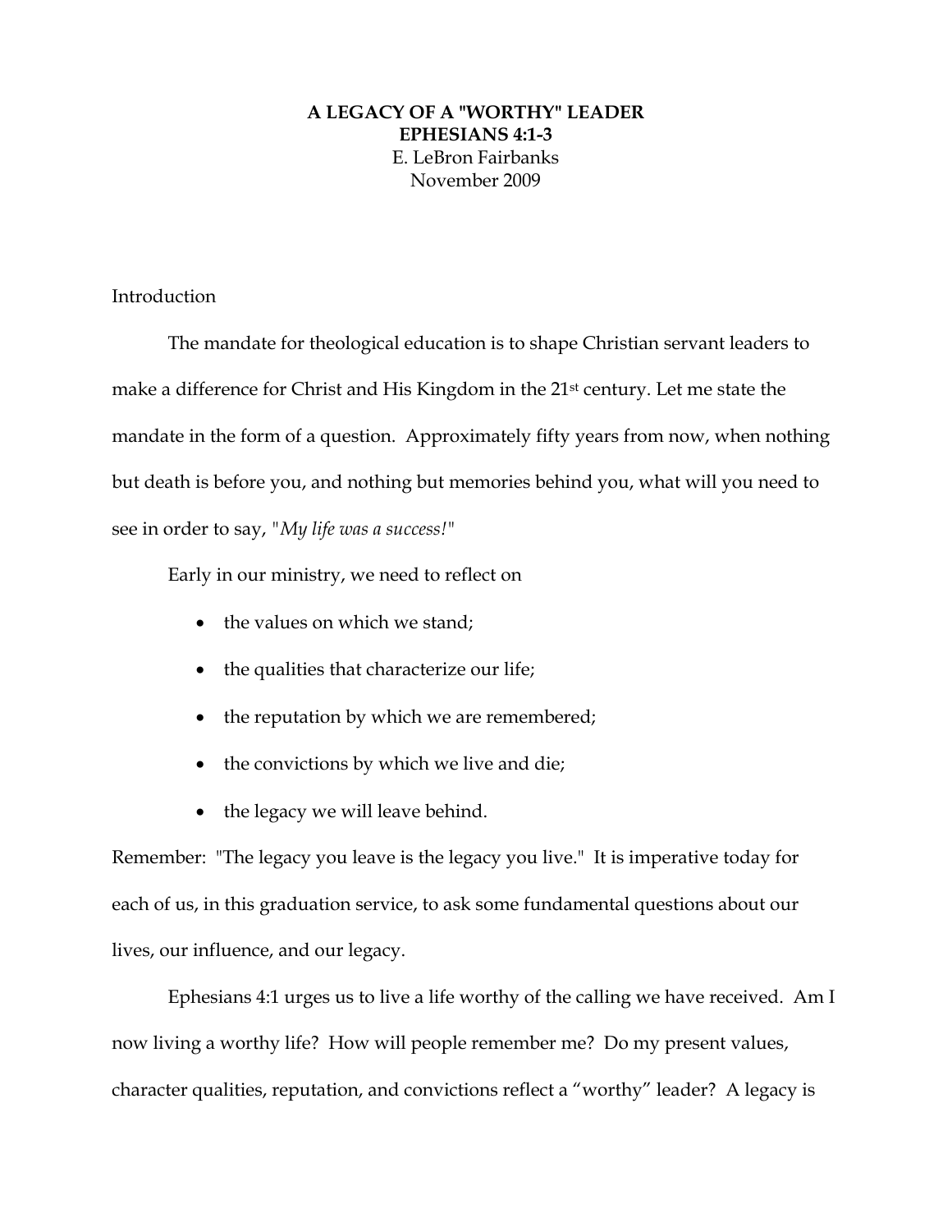# A LEGACY OF A "WORTHY" LEADER

## EPHESIANS 4:1-3

E. LeBron Fairbanks

November 2009

Introduction

The mandate for theological education is to shape Christian servant leaders to make a difference for Christ and His Kingdom in the 21st century. Let me state the mandate in the form of a question. Approximately fifty years from now, when nothing but death is before you, and nothing but memories behind you, what will you need to see in order to say, "*My life was a success!*"

Early in our ministry, we need to reflect on

- the values on which we stand;
- the qualities that characterize our life;
- the reputation by which we are remembered;
- the convictions by which we live and die;
- the legacy we will leave behind.

Remember: "The legacy you leave is the legacy you live." It is imperative today for each of us, in this graduation service, to ask some fundamental questions about our lives, our influence, and our legacy.

Ephesians 4:1 urges us to live a life worthy of the calling we have received. Am I now living a worthy life? How will people remember me? Do my present values, character qualities, reputation, and convictions reflect a "worthy" leader? A legacy is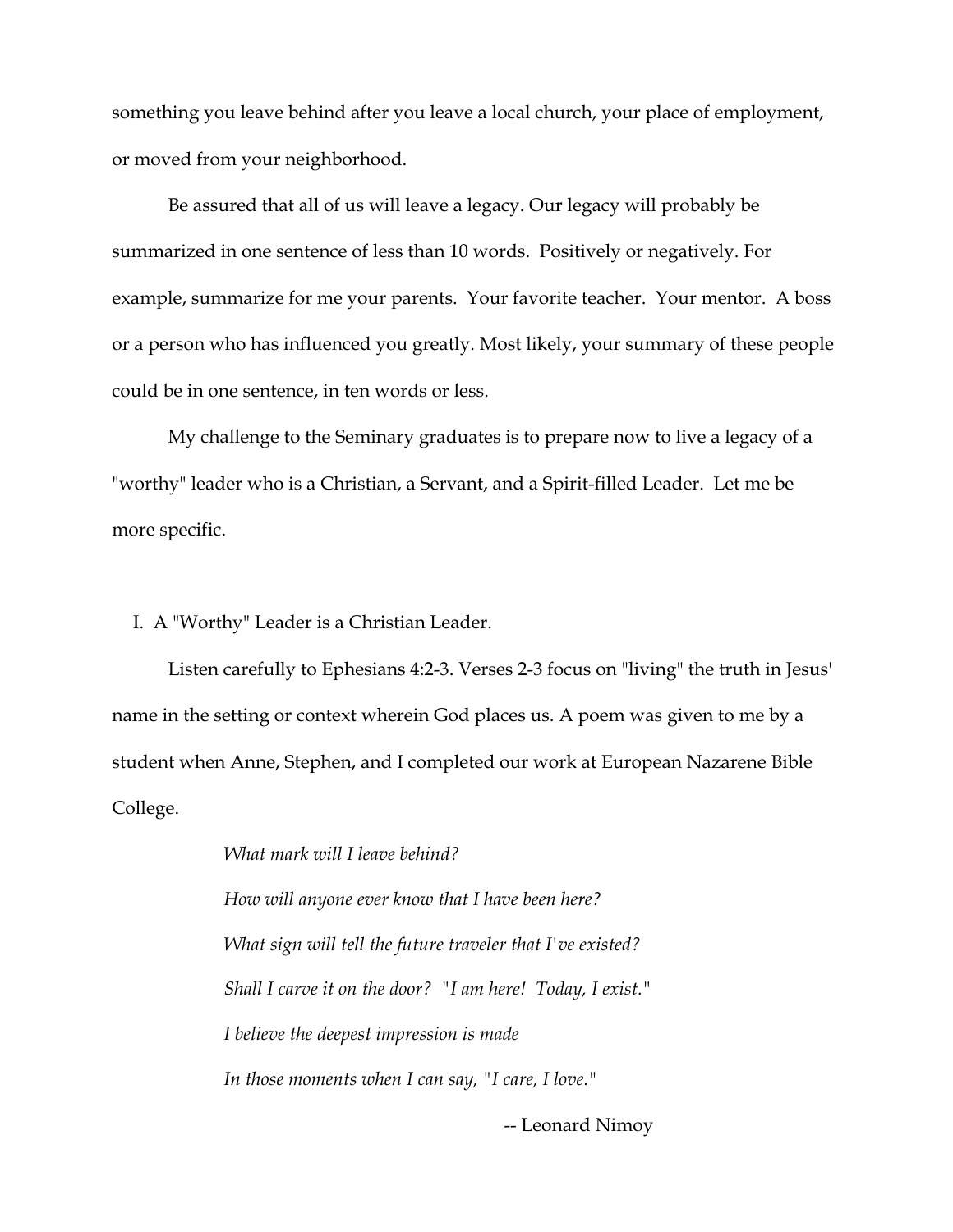something you leave behind after you leave a local church, your place of employment, or moved from your neighborhood.

Be assured that all of us will leave a legacy. Our legacy will probably be summarized in one sentence of less than 10 words. Positively or negatively. For example, summarize for me your parents. Your favorite teacher. Your mentor. A boss or a person who has influenced you greatly. Most likely, your summary of these people could be in one sentence, in ten words or less.

My challenge to the Seminary graduates is to prepare now to live a legacy of a "worthy" leader who is a Christian, a Servant, and a Spirit-filled Leader. Let me be more specific.

## I. A "Worthy" Leader is a Christian Leader.

Listen carefully to Ephesians 4:2-3. Verses 2-3 focus on "living" the truth in Jesus' name in the setting or context wherein God places us. A poem was given to me by a student when Anne, Stephen, and I completed our work at European Nazarene Bible College.

> *What mark will I leave behind?*
>
> *How will anyone ever know that I have been here?*
>
> *What sign will tell the future traveler that I've existed?*
>
> *Shall I carve it on the door? "I am here! Today, I exist."*
>
> *I believe the deepest impression is made*
>
> *In those moments when I can say, "I care, I love."*
>
> -- Leonard Nimoy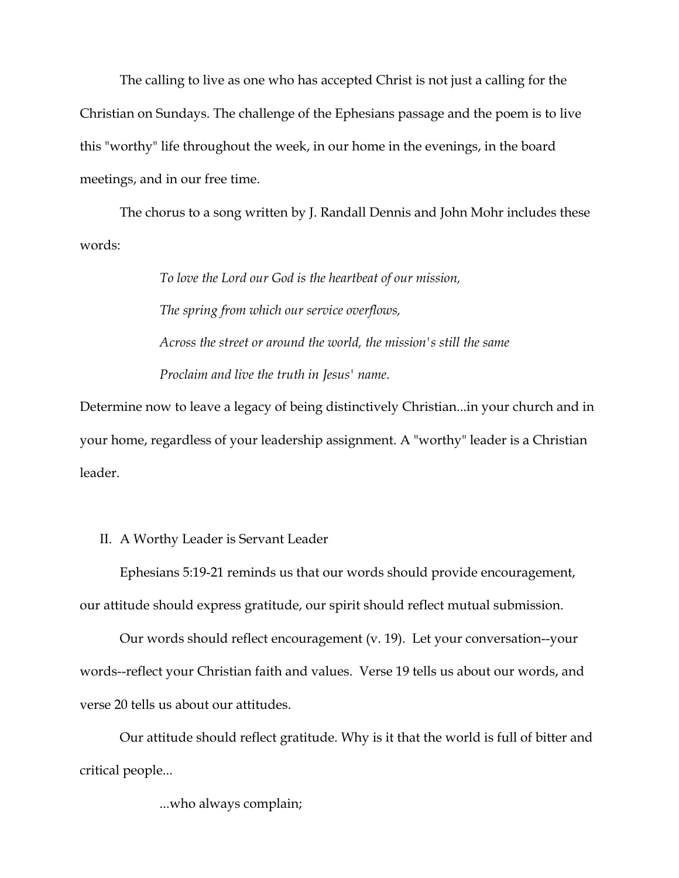The calling to live as one who has accepted Christ is not just a calling for the Christian on Sundays. The challenge of the Ephesians passage and the poem is to live this "worthy" life throughout the week, in our home in the evenings, in the board meetings, and in our free time.

The chorus to a song written by J. Randall Dennis and John Mohr includes these words:

> *To love the Lord our God is the heartbeat of our mission,*
>
> *The spring from which our service overflows,*
>
> *Across the street or around the world, the mission's still the same*
>
> *Proclaim and live the truth in Jesus' name.*

Determine now to leave a legacy of being distinctively Christian...in your church and in your home, regardless of your leadership assignment. A "worthy" leader is a Christian leader.

## II. A Worthy Leader is Servant Leader

Ephesians 5:19-21 reminds us that our words should provide encouragement, our attitude should express gratitude, our spirit should reflect mutual submission.

Our words should reflect encouragement (v. 19). Let your conversation--your words--reflect your Christian faith and values. Verse 19 tells us about our words, and verse 20 tells us about our attitudes.

Our attitude should reflect gratitude. Why is it that the world is full of bitter and critical people...

> ...who always complain;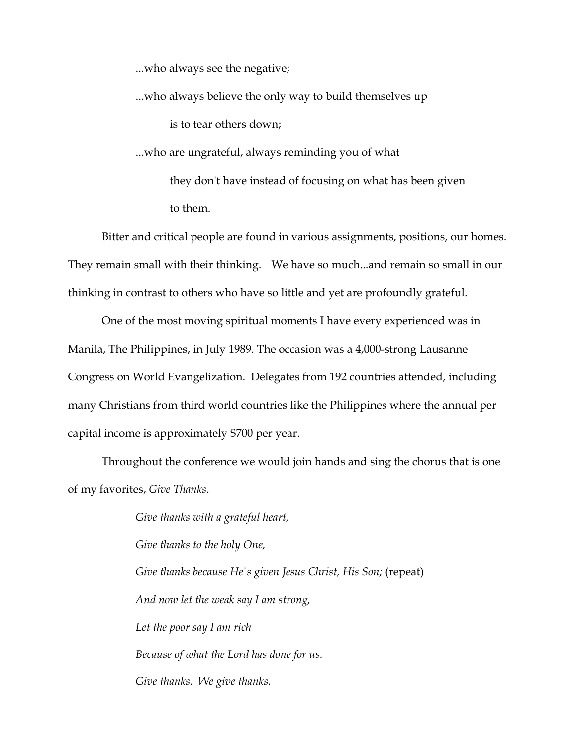...who always see the negative;

...who always believe the only way to build themselves up
is to tear others down;

...who are ungrateful, always reminding you of what
they don't have instead of focusing on what has been given
to them.

Bitter and critical people are found in various assignments, positions, our homes. They remain small with their thinking. We have so much...and remain so small in our thinking in contrast to others who have so little and yet are profoundly grateful.

One of the most moving spiritual moments I have every experienced was in Manila, The Philippines, in July 1989. The occasion was a 4,000-strong Lausanne Congress on World Evangelization. Delegates from 192 countries attended, including many Christians from third world countries like the Philippines where the annual per capital income is approximately $700 per year.

Throughout the conference we would join hands and sing the chorus that is one of my favorites, *Give Thanks*.

*Give thanks with a grateful heart,*
*Give thanks to the holy One,*
*Give thanks because He's given Jesus Christ, His Son;* (repeat)
*And now let the weak say I am strong,*
*Let the poor say I am rich*
*Because of what the Lord has done for us.*
*Give thanks. We give thanks.*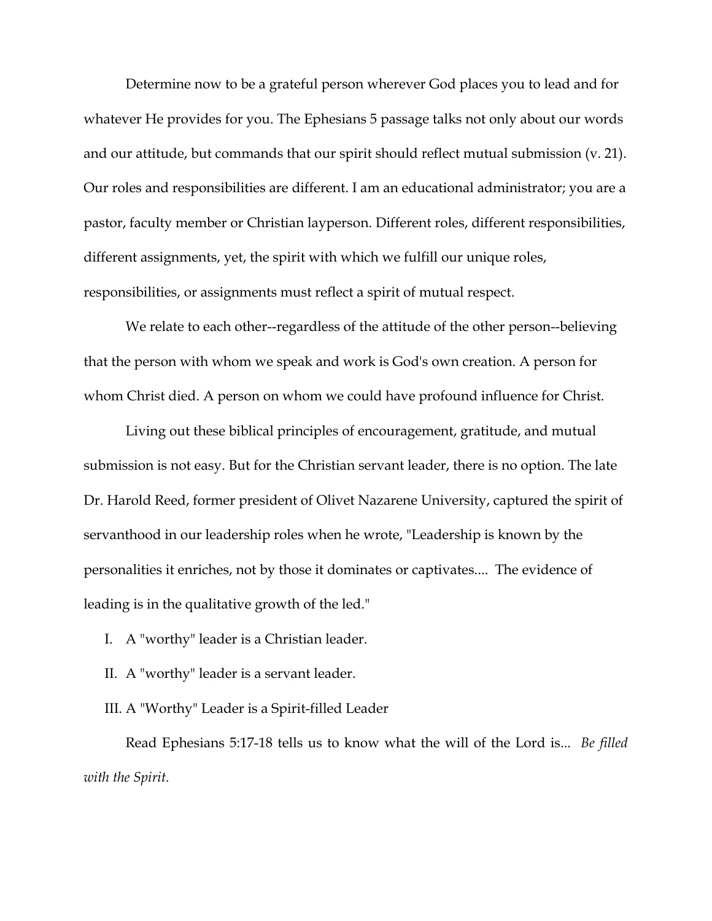Determine now to be a grateful person wherever God places you to lead and for whatever He provides for you. The Ephesians 5 passage talks not only about our words and our attitude, but commands that our spirit should reflect mutual submission (v. 21). Our roles and responsibilities are different. I am an educational administrator; you are a pastor, faculty member or Christian layperson. Different roles, different responsibilities, different assignments, yet, the spirit with which we fulfill our unique roles, responsibilities, or assignments must reflect a spirit of mutual respect.

We relate to each other--regardless of the attitude of the other person--believing that the person with whom we speak and work is God's own creation. A person for whom Christ died. A person on whom we could have profound influence for Christ.

Living out these biblical principles of encouragement, gratitude, and mutual submission is not easy. But for the Christian servant leader, there is no option. The late Dr. Harold Reed, former president of Olivet Nazarene University, captured the spirit of servanthood in our leadership roles when he wrote, "Leadership is known by the personalities it enriches, not by those it dominates or captivates.... The evidence of leading is in the qualitative growth of the led."

I. A "worthy" leader is a Christian leader.

II. A "worthy" leader is a servant leader.

III. A "Worthy" Leader is a Spirit-filled Leader

Read Ephesians 5:17-18 tells us to know what the will of the Lord is... *Be filled with the Spirit.*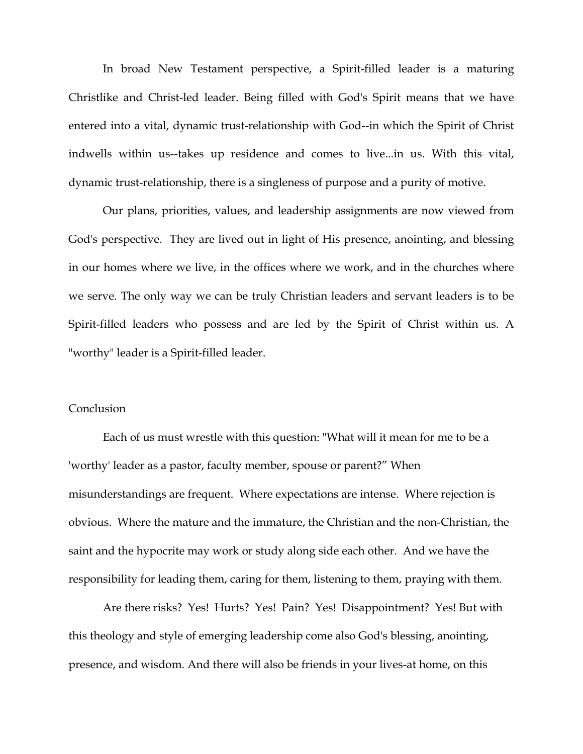In broad New Testament perspective, a Spirit-filled leader is a maturing Christlike and Christ-led leader. Being filled with God's Spirit means that we have entered into a vital, dynamic trust-relationship with God--in which the Spirit of Christ indwells within us--takes up residence and comes to live...in us. With this vital, dynamic trust-relationship, there is a singleness of purpose and a purity of motive.

Our plans, priorities, values, and leadership assignments are now viewed from God's perspective. They are lived out in light of His presence, anointing, and blessing in our homes where we live, in the offices where we work, and in the churches where we serve. The only way we can be truly Christian leaders and servant leaders is to be Spirit-filled leaders who possess and are led by the Spirit of Christ within us. A "worthy" leader is a Spirit-filled leader.

## Conclusion

Each of us must wrestle with this question: "What will it mean for me to be a 'worthy' leader as a pastor, faculty member, spouse or parent?" When misunderstandings are frequent. Where expectations are intense. Where rejection is obvious. Where the mature and the immature, the Christian and the non-Christian, the saint and the hypocrite may work or study along side each other. And we have the responsibility for leading them, caring for them, listening to them, praying with them.

Are there risks? Yes! Hurts? Yes! Pain? Yes! Disappointment? Yes! But with this theology and style of emerging leadership come also God's blessing, anointing, presence, and wisdom. And there will also be friends in your lives-at home, on this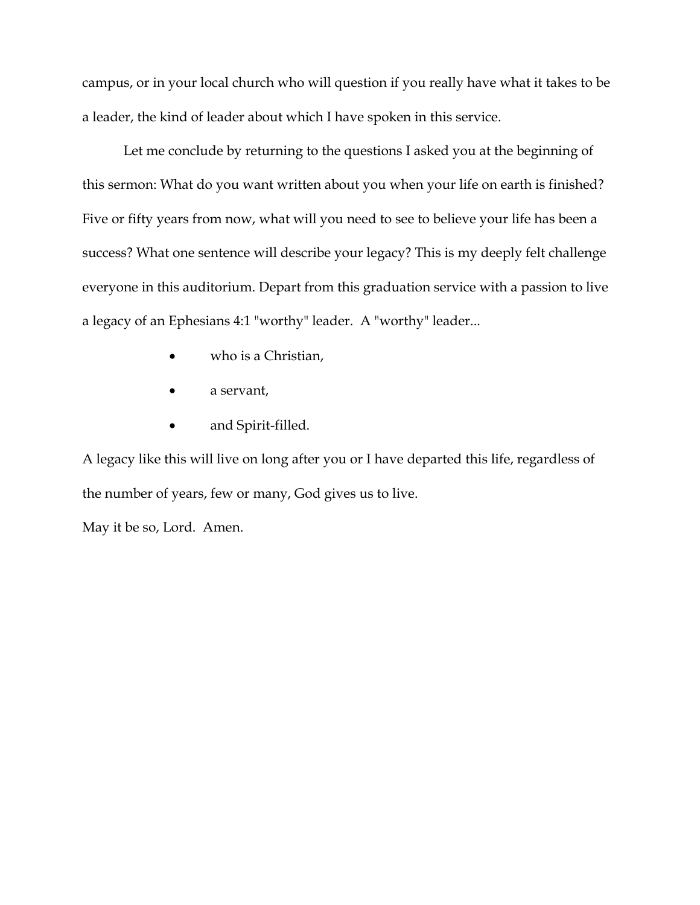campus, or in your local church who will question if you really have what it takes to be a leader, the kind of leader about which I have spoken in this service.

Let me conclude by returning to the questions I asked you at the beginning of this sermon: What do you want written about you when your life on earth is finished? Five or fifty years from now, what will you need to see to believe your life has been a success? What one sentence will describe your legacy? This is my deeply felt challenge everyone in this auditorium. Depart from this graduation service with a passion to live a legacy of an Ephesians 4:1 "worthy" leader. A "worthy" leader...

- who is a Christian,
- a servant,
- and Spirit-filled.

A legacy like this will live on long after you or I have departed this life, regardless of the number of years, few or many, God gives us to live.

May it be so, Lord. Amen.